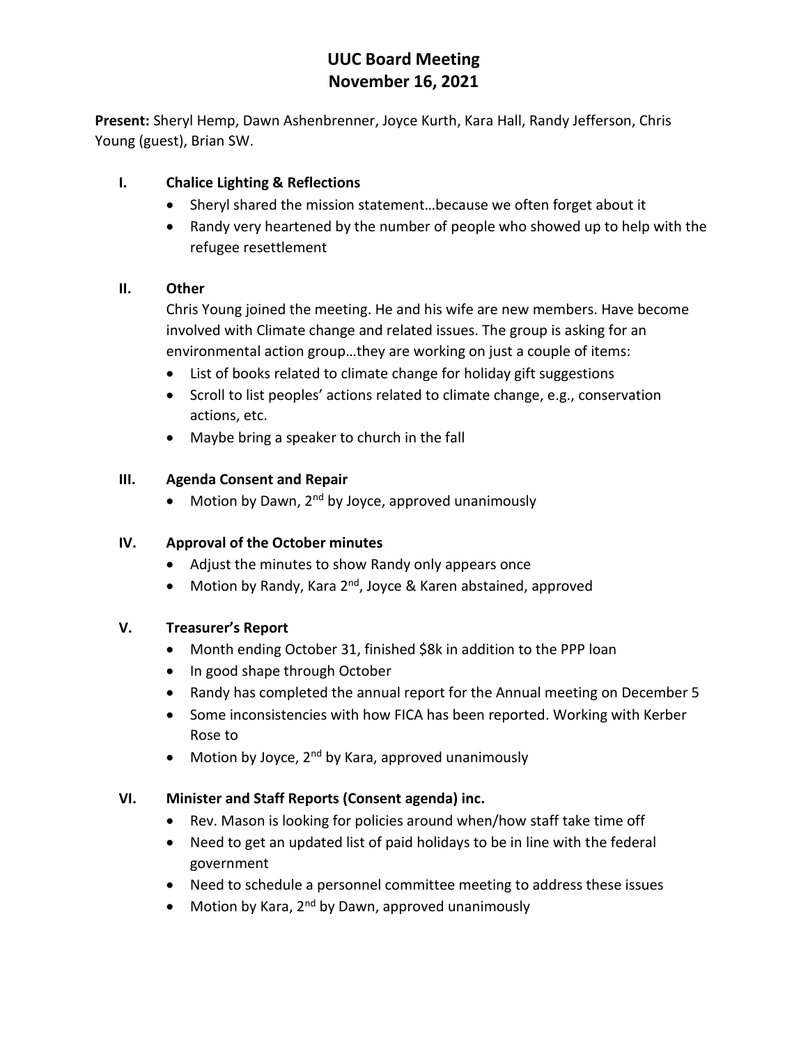# UUC Board Meeting
# November 16, 2021

**Present:** Sheryl Hemp, Dawn Ashenbrenner, Joyce Kurth, Kara Hall, Randy Jefferson, Chris Young (guest), Brian SW.

## I. Chalice Lighting & Reflections

- Sheryl shared the mission statement…because we often forget about it
- Randy very heartened by the number of people who showed up to help with the refugee resettlement

## II. Other

Chris Young joined the meeting. He and his wife are new members. Have become involved with Climate change and related issues. The group is asking for an environmental action group…they are working on just a couple of items:

- List of books related to climate change for holiday gift suggestions
- Scroll to list peoples' actions related to climate change, e.g., conservation actions, etc.
- Maybe bring a speaker to church in the fall

## III. Agenda Consent and Repair

- Motion by Dawn, 2nd by Joyce, approved unanimously

## IV. Approval of the October minutes

- Adjust the minutes to show Randy only appears once
- Motion by Randy, Kara 2nd, Joyce & Karen abstained, approved

## V. Treasurer's Report

- Month ending October 31, finished $8k in addition to the PPP loan
- In good shape through October
- Randy has completed the annual report for the Annual meeting on December 5
- Some inconsistencies with how FICA has been reported. Working with Kerber Rose to
- Motion by Joyce, 2nd by Kara, approved unanimously

## VI. Minister and Staff Reports (Consent agenda) inc.

- Rev. Mason is looking for policies around when/how staff take time off
- Need to get an updated list of paid holidays to be in line with the federal government
- Need to schedule a personnel committee meeting to address these issues
- Motion by Kara, 2nd by Dawn, approved unanimously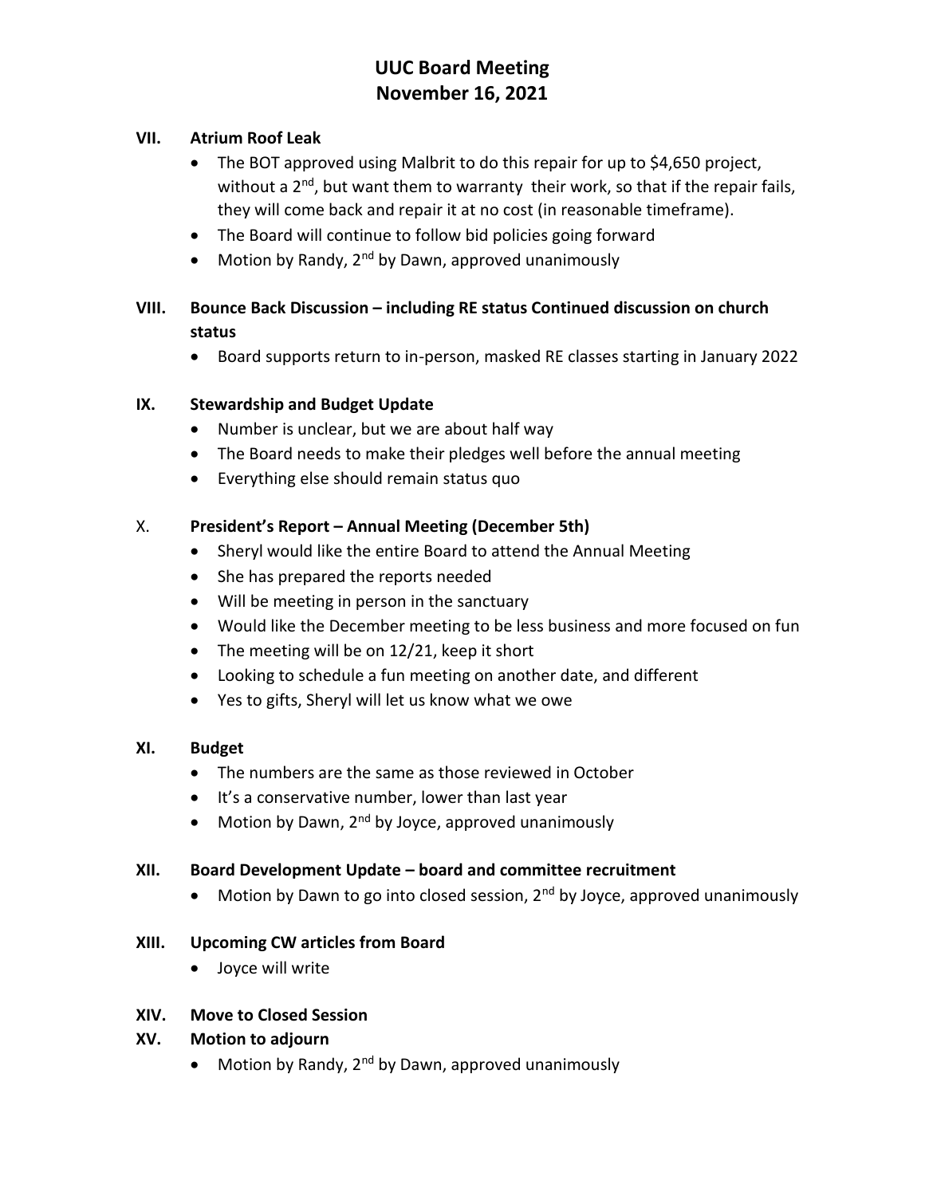# UUC Board Meeting
## November 16, 2021

**VII. Atrium Roof Leak**

- The BOT approved using Malbrit to do this repair for up to $4,650 project, without a 2nd, but want them to warranty their work, so that if the repair fails, they will come back and repair it at no cost (in reasonable timeframe).
- The Board will continue to follow bid policies going forward
- Motion by Randy, 2nd by Dawn, approved unanimously

**VIII. Bounce Back Discussion – including RE status Continued discussion on church status**

- Board supports return to in-person, masked RE classes starting in January 2022

**IX. Stewardship and Budget Update**

- Number is unclear, but we are about half way
- The Board needs to make their pledges well before the annual meeting
- Everything else should remain status quo

X. **President's Report – Annual Meeting (December 5th)**

- Sheryl would like the entire Board to attend the Annual Meeting
- She has prepared the reports needed
- Will be meeting in person in the sanctuary
- Would like the December meeting to be less business and more focused on fun
- The meeting will be on 12/21, keep it short
- Looking to schedule a fun meeting on another date, and different
- Yes to gifts, Sheryl will let us know what we owe

**XI. Budget**

- The numbers are the same as those reviewed in October
- It's a conservative number, lower than last year
- Motion by Dawn, 2nd by Joyce, approved unanimously

**XII. Board Development Update – board and committee recruitment**

- Motion by Dawn to go into closed session, 2nd by Joyce, approved unanimously

**XIII. Upcoming CW articles from Board**

- Joyce will write

**XIV. Move to Closed Session**

**XV. Motion to adjourn**

- Motion by Randy, 2nd by Dawn, approved unanimously